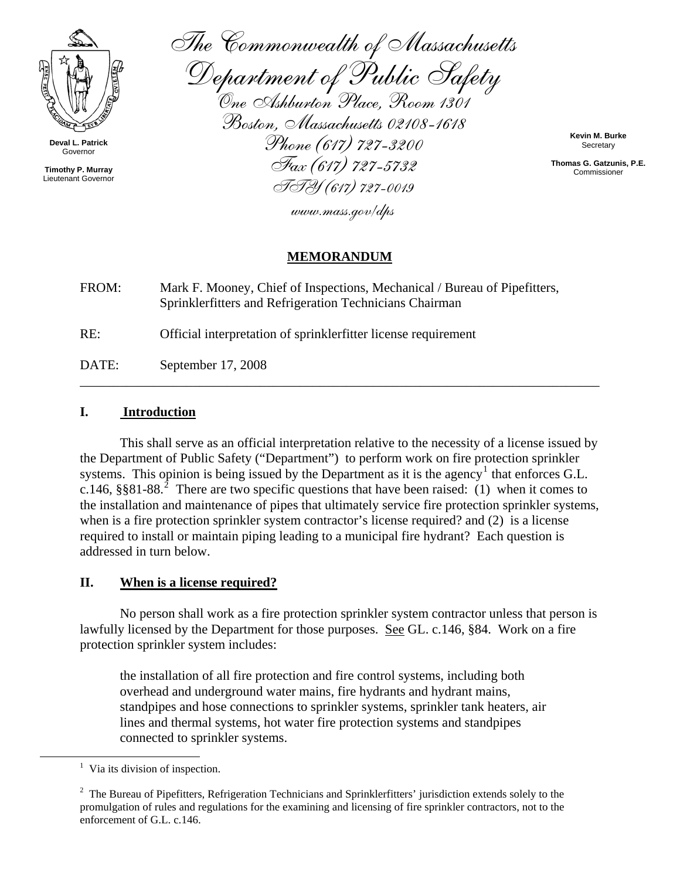Deval L. Patrick
Governor

Timothy P. Murray
Lieutenant Governor

The Commonwealth of Massachusetts
Department of Public Safety
One Ashburton Place, Room 1301
Boston, Massachusetts 02108-1618
Phone (617) 727-3200
Fax (617) 727-5732
TTY (617) 727-0019
www.mass.gov/dps

Kevin M. Burke
Secretary

Thomas G. Gatzunis, P.E.
Commissioner

**MEMORANDUM**

FROM: Mark F. Mooney, Chief of Inspections, Mechanical / Bureau of Pipefitters, Sprinklerfitters and Refrigeration Technicians Chairman

RE: Official interpretation of sprinklerfitter license requirement

DATE: September 17, 2008

---

## I. Introduction

This shall serve as an official interpretation relative to the necessity of a license issued by the Department of Public Safety ("Department") to perform work on fire protection sprinkler systems. This opinion is being issued by the Department as it is the agency[1] that enforces G.L. c.146, §§81-88.[2] There are two specific questions that have been raised: (1) when it comes to the installation and maintenance of pipes that ultimately service fire protection sprinkler systems, when is a fire protection sprinkler system contractor's license required? and (2) is a license required to install or maintain piping leading to a municipal fire hydrant? Each question is addressed in turn below.

## II. When is a license required?

No person shall work as a fire protection sprinkler system contractor unless that person is lawfully licensed by the Department for those purposes. See GL. c.146, §84. Work on a fire protection sprinkler system includes:

> the installation of all fire protection and fire control systems, including both overhead and underground water mains, fire hydrants and hydrant mains, standpipes and hose connections to sprinkler systems, sprinkler tank heaters, air lines and thermal systems, hot water fire protection systems and standpipes connected to sprinkler systems.

---

[1] Via its division of inspection.

[2] The Bureau of Pipefitters, Refrigeration Technicians and Sprinklerfitters' jurisdiction extends solely to the promulgation of rules and regulations for the examining and licensing of fire sprinkler contractors, not to the enforcement of G.L. c.146.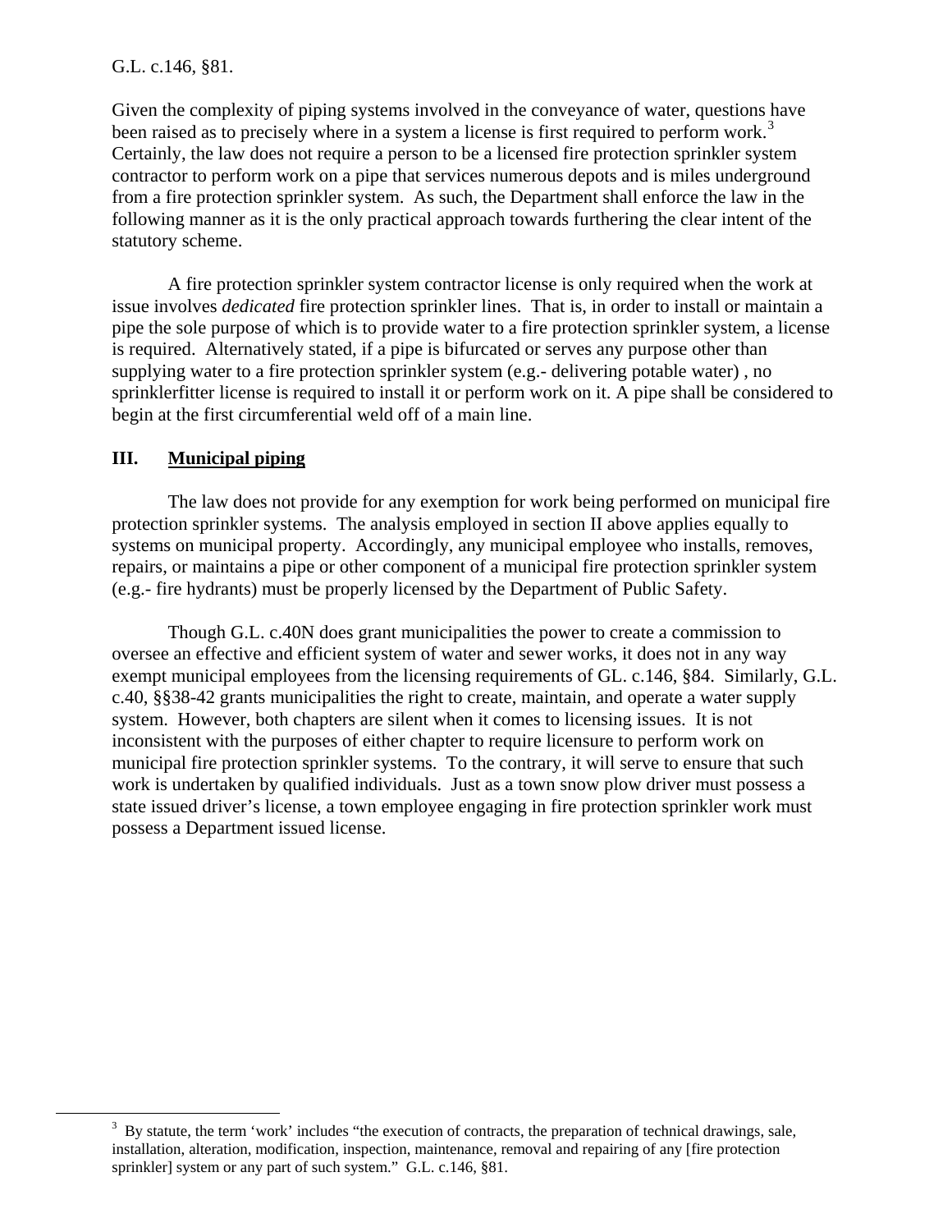G.L. c.146, §81.

Given the complexity of piping systems involved in the conveyance of water, questions have been raised as to precisely where in a system a license is first required to perform work.[3] Certainly, the law does not require a person to be a licensed fire protection sprinkler system contractor to perform work on a pipe that services numerous depots and is miles underground from a fire protection sprinkler system. As such, the Department shall enforce the law in the following manner as it is the only practical approach towards furthering the clear intent of the statutory scheme.

A fire protection sprinkler system contractor license is only required when the work at issue involves *dedicated* fire protection sprinkler lines. That is, in order to install or maintain a pipe the sole purpose of which is to provide water to a fire protection sprinkler system, a license is required. Alternatively stated, if a pipe is bifurcated or serves any purpose other than supplying water to a fire protection sprinkler system (e.g.- delivering potable water) , no sprinklerfitter license is required to install it or perform work on it. A pipe shall be considered to begin at the first circumferential weld off of a main line.

## III. <u>Municipal piping</u>

The law does not provide for any exemption for work being performed on municipal fire protection sprinkler systems. The analysis employed in section II above applies equally to systems on municipal property. Accordingly, any municipal employee who installs, removes, repairs, or maintains a pipe or other component of a municipal fire protection sprinkler system (e.g.- fire hydrants) must be properly licensed by the Department of Public Safety.

Though G.L. c.40N does grant municipalities the power to create a commission to oversee an effective and efficient system of water and sewer works, it does not in any way exempt municipal employees from the licensing requirements of GL. c.146, §84. Similarly, G.L. c.40, §§38-42 grants municipalities the right to create, maintain, and operate a water supply system. However, both chapters are silent when it comes to licensing issues. It is not inconsistent with the purposes of either chapter to require licensure to perform work on municipal fire protection sprinkler systems. To the contrary, it will serve to ensure that such work is undertaken by qualified individuals. Just as a town snow plow driver must possess a state issued driver's license, a town employee engaging in fire protection sprinkler work must possess a Department issued license.

[3] By statute, the term 'work' includes "the execution of contracts, the preparation of technical drawings, sale, installation, alteration, modification, inspection, maintenance, removal and repairing of any [fire protection sprinkler] system or any part of such system." G.L. c.146, §81.